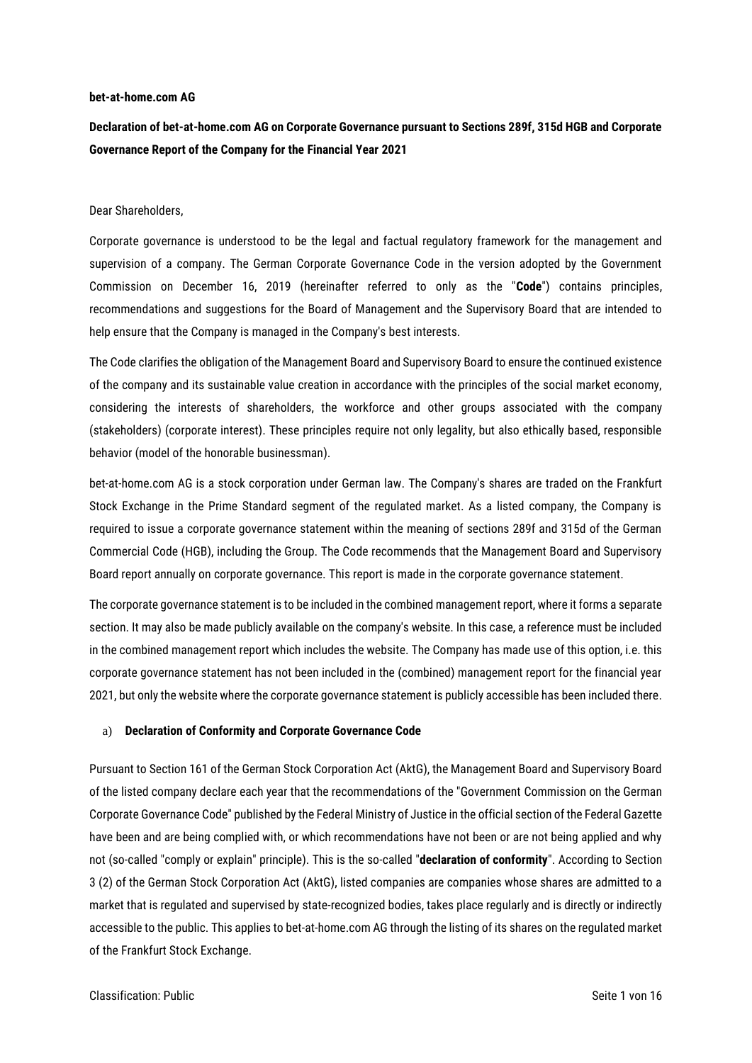**bet-at-home.com AG**

# Declaration of bet-at-home.com AG on Corporate Governance pursuant to Sections 289f, 315d HGB and Corporate Governance Report of the Company for the Financial Year 2021

Dear Shareholders,

Corporate governance is understood to be the legal and factual regulatory framework for the management and supervision of a company. The German Corporate Governance Code in the version adopted by the Government Commission on December 16, 2019 (hereinafter referred to only as the "**Code**") contains principles, recommendations and suggestions for the Board of Management and the Supervisory Board that are intended to help ensure that the Company is managed in the Company's best interests.

The Code clarifies the obligation of the Management Board and Supervisory Board to ensure the continued existence of the company and its sustainable value creation in accordance with the principles of the social market economy, considering the interests of shareholders, the workforce and other groups associated with the company (stakeholders) (corporate interest). These principles require not only legality, but also ethically based, responsible behavior (model of the honorable businessman).

bet-at-home.com AG is a stock corporation under German law. The Company's shares are traded on the Frankfurt Stock Exchange in the Prime Standard segment of the regulated market. As a listed company, the Company is required to issue a corporate governance statement within the meaning of sections 289f and 315d of the German Commercial Code (HGB), including the Group. The Code recommends that the Management Board and Supervisory Board report annually on corporate governance. This report is made in the corporate governance statement.

The corporate governance statement is to be included in the combined management report, where it forms a separate section. It may also be made publicly available on the company's website. In this case, a reference must be included in the combined management report which includes the website. The Company has made use of this option, i.e. this corporate governance statement has not been included in the (combined) management report for the financial year 2021, but only the website where the corporate governance statement is publicly accessible has been included there.

## a) Declaration of Conformity and Corporate Governance Code

Pursuant to Section 161 of the German Stock Corporation Act (AktG), the Management Board and Supervisory Board of the listed company declare each year that the recommendations of the "Government Commission on the German Corporate Governance Code" published by the Federal Ministry of Justice in the official section of the Federal Gazette have been and are being complied with, or which recommendations have not been or are not being applied and why not (so-called "comply or explain" principle). This is the so-called "**declaration of conformity**". According to Section 3 (2) of the German Stock Corporation Act (AktG), listed companies are companies whose shares are admitted to a market that is regulated and supervised by state-recognized bodies, takes place regularly and is directly or indirectly accessible to the public. This applies to bet-at-home.com AG through the listing of its shares on the regulated market of the Frankfurt Stock Exchange.

Classification: Public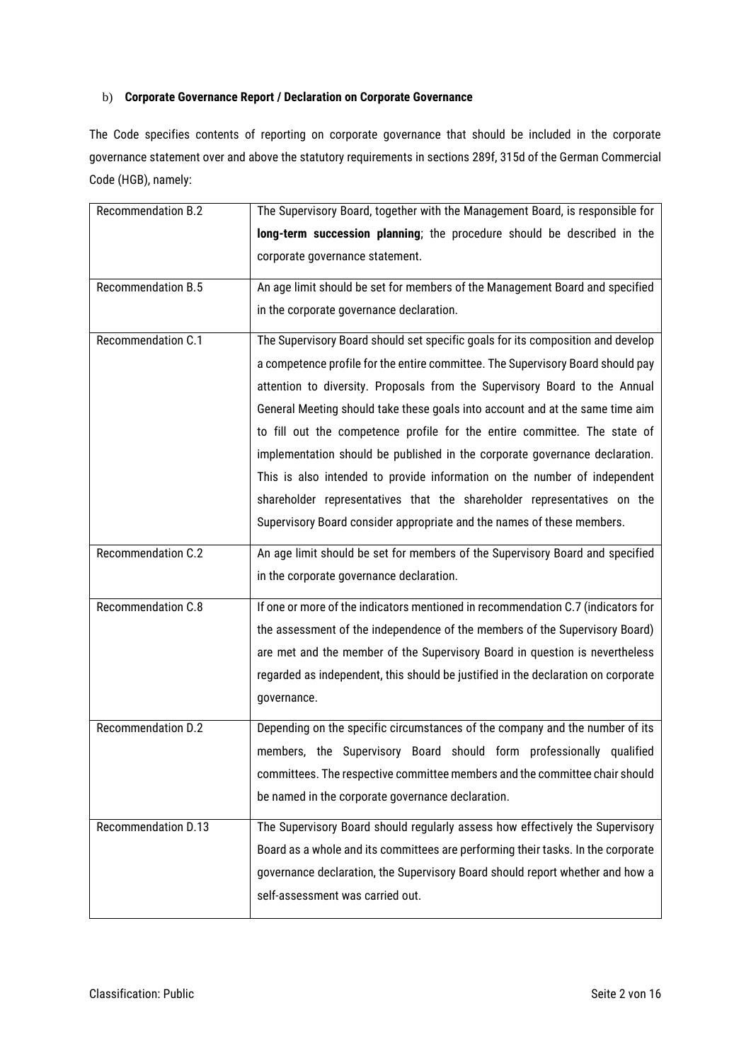b) **Corporate Governance Report / Declaration on Corporate Governance**

The Code specifies contents of reporting on corporate governance that should be included in the corporate governance statement over and above the statutory requirements in sections 289f, 315d of the German Commercial Code (HGB), namely:

| | |
|---|---|
| Recommendation B.2 | The Supervisory Board, together with the Management Board, is responsible for **long-term succession planning**; the procedure should be described in the corporate governance statement. |
| Recommendation B.5 | An age limit should be set for members of the Management Board and specified in the corporate governance declaration. |
| Recommendation C.1 | The Supervisory Board should set specific goals for its composition and develop a competence profile for the entire committee. The Supervisory Board should pay attention to diversity. Proposals from the Supervisory Board to the Annual General Meeting should take these goals into account and at the same time aim to fill out the competence profile for the entire committee. The state of implementation should be published in the corporate governance declaration. This is also intended to provide information on the number of independent shareholder representatives that the shareholder representatives on the Supervisory Board consider appropriate and the names of these members. |
| Recommendation C.2 | An age limit should be set for members of the Supervisory Board and specified in the corporate governance declaration. |
| Recommendation C.8 | If one or more of the indicators mentioned in recommendation C.7 (indicators for the assessment of the independence of the members of the Supervisory Board) are met and the member of the Supervisory Board in question is nevertheless regarded as independent, this should be justified in the declaration on corporate governance. |
| Recommendation D.2 | Depending on the specific circumstances of the company and the number of its members, the Supervisory Board should form professionally qualified committees. The respective committee members and the committee chair should be named in the corporate governance declaration. |
| Recommendation D.13 | The Supervisory Board should regularly assess how effectively the Supervisory Board as a whole and its committees are performing their tasks. In the corporate governance declaration, the Supervisory Board should report whether and how a self-assessment was carried out. |

Classification: Public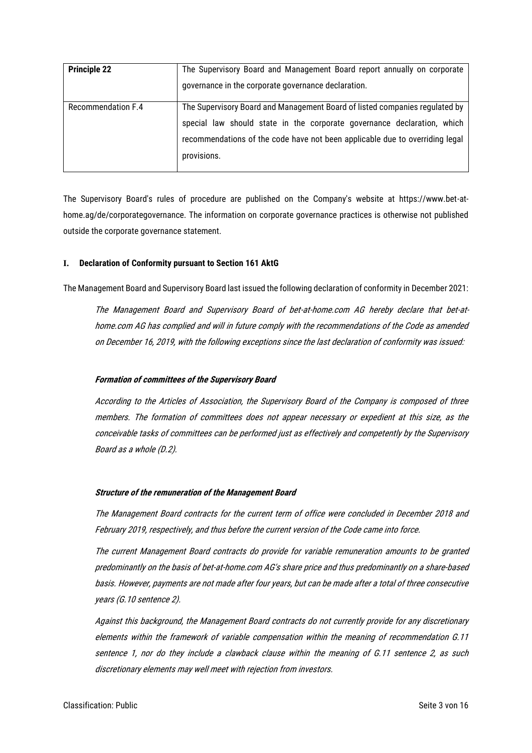| **Principle 22** | The Supervisory Board and Management Board report annually on corporate governance in the corporate governance declaration. |
|---|---|
| Recommendation F.4 | The Supervisory Board and Management Board of listed companies regulated by special law should state in the corporate governance declaration, which recommendations of the code have not been applicable due to overriding legal provisions. |

The Supervisory Board's rules of procedure are published on the Company's website at https://www.bet-at-home.ag/de/corporategovernance. The information on corporate governance practices is otherwise not published outside the corporate governance statement.

## I. Declaration of Conformity pursuant to Section 161 AktG

The Management Board and Supervisory Board last issued the following declaration of conformity in December 2021:

*The Management Board and Supervisory Board of bet-at-home.com AG hereby declare that bet-at-home.com AG has complied and will in future comply with the recommendations of the Code as amended on December 16, 2019, with the following exceptions since the last declaration of conformity was issued:*

***Formation of committees of the Supervisory Board***

*According to the Articles of Association, the Supervisory Board of the Company is composed of three members. The formation of committees does not appear necessary or expedient at this size, as the conceivable tasks of committees can be performed just as effectively and competently by the Supervisory Board as a whole (D.2).*

***Structure of the remuneration of the Management Board***

*The Management Board contracts for the current term of office were concluded in December 2018 and February 2019, respectively, and thus before the current version of the Code came into force.*

*The current Management Board contracts do provide for variable remuneration amounts to be granted predominantly on the basis of bet-at-home.com AG's share price and thus predominantly on a share-based basis. However, payments are not made after four years, but can be made after a total of three consecutive years (G.10 sentence 2).*

*Against this background, the Management Board contracts do not currently provide for any discretionary elements within the framework of variable compensation within the meaning of recommendation G.11 sentence 1, nor do they include a clawback clause within the meaning of G.11 sentence 2, as such discretionary elements may well meet with rejection from investors.*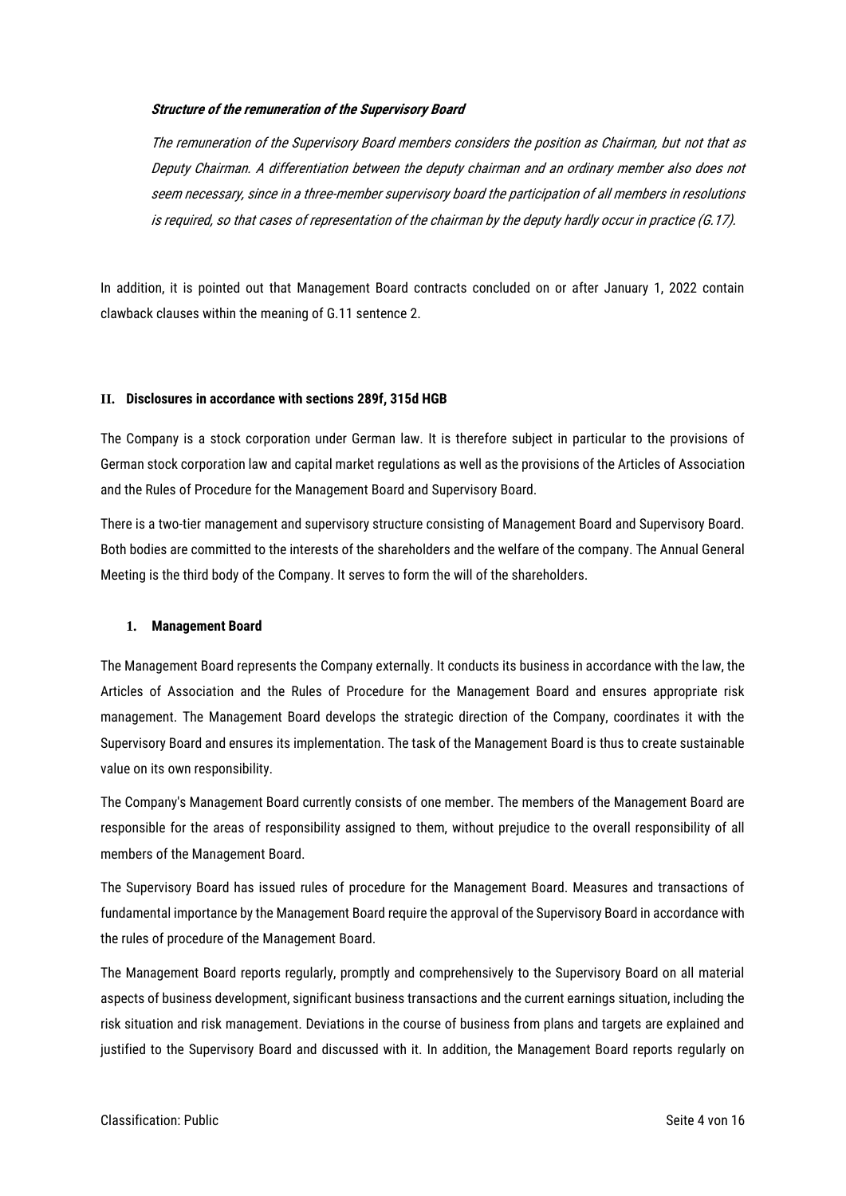***Structure of the remuneration of the Supervisory Board***

*The remuneration of the Supervisory Board members considers the position as Chairman, but not that as Deputy Chairman. A differentiation between the deputy chairman and an ordinary member also does not seem necessary, since in a three-member supervisory board the participation of all members in resolutions is required, so that cases of representation of the chairman by the deputy hardly occur in practice (G.17).*

In addition, it is pointed out that Management Board contracts concluded on or after January 1, 2022 contain clawback clauses within the meaning of G.11 sentence 2.

## II. Disclosures in accordance with sections 289f, 315d HGB

The Company is a stock corporation under German law. It is therefore subject in particular to the provisions of German stock corporation law and capital market regulations as well as the provisions of the Articles of Association and the Rules of Procedure for the Management Board and Supervisory Board.

There is a two-tier management and supervisory structure consisting of Management Board and Supervisory Board. Both bodies are committed to the interests of the shareholders and the welfare of the company. The Annual General Meeting is the third body of the Company. It serves to form the will of the shareholders.

### 1. Management Board

The Management Board represents the Company externally. It conducts its business in accordance with the law, the Articles of Association and the Rules of Procedure for the Management Board and ensures appropriate risk management. The Management Board develops the strategic direction of the Company, coordinates it with the Supervisory Board and ensures its implementation. The task of the Management Board is thus to create sustainable value on its own responsibility.

The Company's Management Board currently consists of one member. The members of the Management Board are responsible for the areas of responsibility assigned to them, without prejudice to the overall responsibility of all members of the Management Board.

The Supervisory Board has issued rules of procedure for the Management Board. Measures and transactions of fundamental importance by the Management Board require the approval of the Supervisory Board in accordance with the rules of procedure of the Management Board.

The Management Board reports regularly, promptly and comprehensively to the Supervisory Board on all material aspects of business development, significant business transactions and the current earnings situation, including the risk situation and risk management. Deviations in the course of business from plans and targets are explained and justified to the Supervisory Board and discussed with it. In addition, the Management Board reports regularly on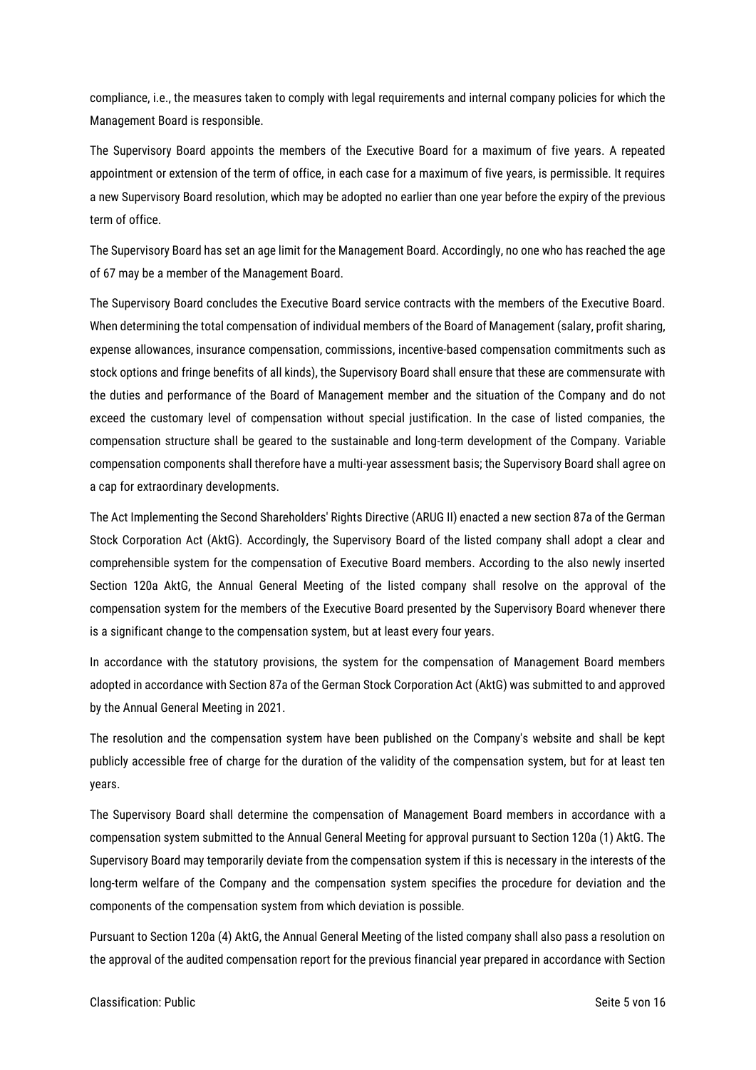compliance, i.e., the measures taken to comply with legal requirements and internal company policies for which the Management Board is responsible.

The Supervisory Board appoints the members of the Executive Board for a maximum of five years. A repeated appointment or extension of the term of office, in each case for a maximum of five years, is permissible. It requires a new Supervisory Board resolution, which may be adopted no earlier than one year before the expiry of the previous term of office.

The Supervisory Board has set an age limit for the Management Board. Accordingly, no one who has reached the age of 67 may be a member of the Management Board.

The Supervisory Board concludes the Executive Board service contracts with the members of the Executive Board. When determining the total compensation of individual members of the Board of Management (salary, profit sharing, expense allowances, insurance compensation, commissions, incentive-based compensation commitments such as stock options and fringe benefits of all kinds), the Supervisory Board shall ensure that these are commensurate with the duties and performance of the Board of Management member and the situation of the Company and do not exceed the customary level of compensation without special justification. In the case of listed companies, the compensation structure shall be geared to the sustainable and long-term development of the Company. Variable compensation components shall therefore have a multi-year assessment basis; the Supervisory Board shall agree on a cap for extraordinary developments.

The Act Implementing the Second Shareholders' Rights Directive (ARUG II) enacted a new section 87a of the German Stock Corporation Act (AktG). Accordingly, the Supervisory Board of the listed company shall adopt a clear and comprehensible system for the compensation of Executive Board members. According to the also newly inserted Section 120a AktG, the Annual General Meeting of the listed company shall resolve on the approval of the compensation system for the members of the Executive Board presented by the Supervisory Board whenever there is a significant change to the compensation system, but at least every four years.

In accordance with the statutory provisions, the system for the compensation of Management Board members adopted in accordance with Section 87a of the German Stock Corporation Act (AktG) was submitted to and approved by the Annual General Meeting in 2021.

The resolution and the compensation system have been published on the Company's website and shall be kept publicly accessible free of charge for the duration of the validity of the compensation system, but for at least ten years.

The Supervisory Board shall determine the compensation of Management Board members in accordance with a compensation system submitted to the Annual General Meeting for approval pursuant to Section 120a (1) AktG. The Supervisory Board may temporarily deviate from the compensation system if this is necessary in the interests of the long-term welfare of the Company and the compensation system specifies the procedure for deviation and the components of the compensation system from which deviation is possible.

Pursuant to Section 120a (4) AktG, the Annual General Meeting of the listed company shall also pass a resolution on the approval of the audited compensation report for the previous financial year prepared in accordance with Section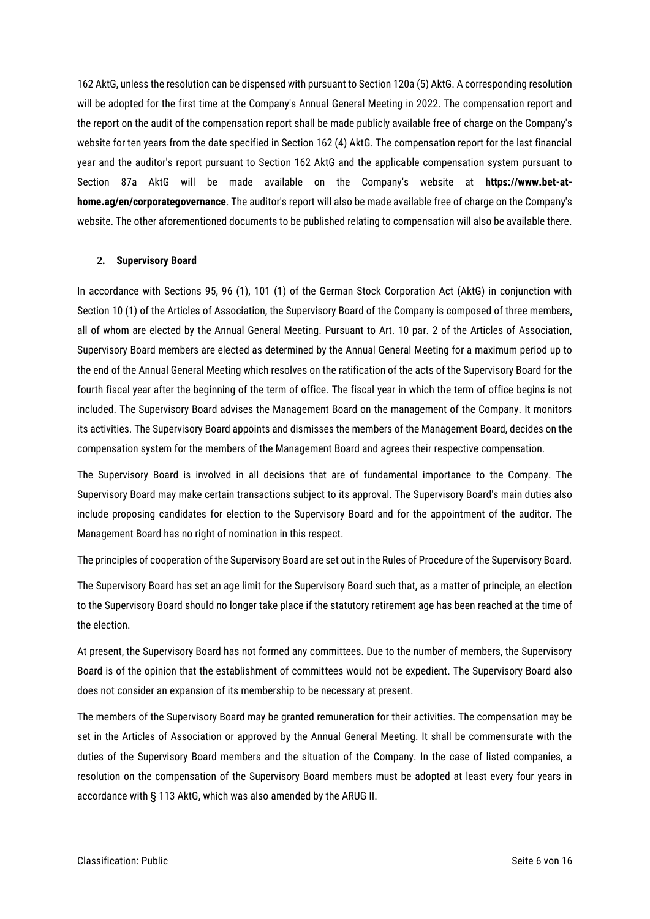162 AktG, unless the resolution can be dispensed with pursuant to Section 120a (5) AktG. A corresponding resolution will be adopted for the first time at the Company's Annual General Meeting in 2022. The compensation report and the report on the audit of the compensation report shall be made publicly available free of charge on the Company's website for ten years from the date specified in Section 162 (4) AktG. The compensation report for the last financial year and the auditor's report pursuant to Section 162 AktG and the applicable compensation system pursuant to Section 87a AktG will be made available on the Company's website at **https://www.bet-at-home.ag/en/corporategovernance**. The auditor's report will also be made available free of charge on the Company's website. The other aforementioned documents to be published relating to compensation will also be available there.

### 2. Supervisory Board

In accordance with Sections 95, 96 (1), 101 (1) of the German Stock Corporation Act (AktG) in conjunction with Section 10 (1) of the Articles of Association, the Supervisory Board of the Company is composed of three members, all of whom are elected by the Annual General Meeting. Pursuant to Art. 10 par. 2 of the Articles of Association, Supervisory Board members are elected as determined by the Annual General Meeting for a maximum period up to the end of the Annual General Meeting which resolves on the ratification of the acts of the Supervisory Board for the fourth fiscal year after the beginning of the term of office. The fiscal year in which the term of office begins is not included. The Supervisory Board advises the Management Board on the management of the Company. It monitors its activities. The Supervisory Board appoints and dismisses the members of the Management Board, decides on the compensation system for the members of the Management Board and agrees their respective compensation.

The Supervisory Board is involved in all decisions that are of fundamental importance to the Company. The Supervisory Board may make certain transactions subject to its approval. The Supervisory Board's main duties also include proposing candidates for election to the Supervisory Board and for the appointment of the auditor. The Management Board has no right of nomination in this respect.

The principles of cooperation of the Supervisory Board are set out in the Rules of Procedure of the Supervisory Board.

The Supervisory Board has set an age limit for the Supervisory Board such that, as a matter of principle, an election to the Supervisory Board should no longer take place if the statutory retirement age has been reached at the time of the election.

At present, the Supervisory Board has not formed any committees. Due to the number of members, the Supervisory Board is of the opinion that the establishment of committees would not be expedient. The Supervisory Board also does not consider an expansion of its membership to be necessary at present.

The members of the Supervisory Board may be granted remuneration for their activities. The compensation may be set in the Articles of Association or approved by the Annual General Meeting. It shall be commensurate with the duties of the Supervisory Board members and the situation of the Company. In the case of listed companies, a resolution on the compensation of the Supervisory Board members must be adopted at least every four years in accordance with § 113 AktG, which was also amended by the ARUG II.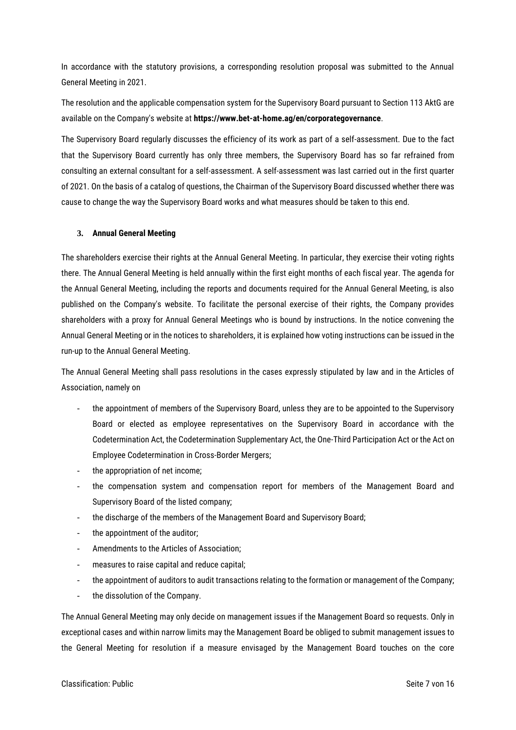In accordance with the statutory provisions, a corresponding resolution proposal was submitted to the Annual General Meeting in 2021.

The resolution and the applicable compensation system for the Supervisory Board pursuant to Section 113 AktG are available on the Company's website at **https://www.bet-at-home.ag/en/corporategovernance**.

The Supervisory Board regularly discusses the efficiency of its work as part of a self-assessment. Due to the fact that the Supervisory Board currently has only three members, the Supervisory Board has so far refrained from consulting an external consultant for a self-assessment. A self-assessment was last carried out in the first quarter of 2021. On the basis of a catalog of questions, the Chairman of the Supervisory Board discussed whether there was cause to change the way the Supervisory Board works and what measures should be taken to this end.

### 3. Annual General Meeting

The shareholders exercise their rights at the Annual General Meeting. In particular, they exercise their voting rights there. The Annual General Meeting is held annually within the first eight months of each fiscal year. The agenda for the Annual General Meeting, including the reports and documents required for the Annual General Meeting, is also published on the Company's website. To facilitate the personal exercise of their rights, the Company provides shareholders with a proxy for Annual General Meetings who is bound by instructions. In the notice convening the Annual General Meeting or in the notices to shareholders, it is explained how voting instructions can be issued in the run-up to the Annual General Meeting.

The Annual General Meeting shall pass resolutions in the cases expressly stipulated by law and in the Articles of Association, namely on

- the appointment of members of the Supervisory Board, unless they are to be appointed to the Supervisory Board or elected as employee representatives on the Supervisory Board in accordance with the Codetermination Act, the Codetermination Supplementary Act, the One-Third Participation Act or the Act on Employee Codetermination in Cross-Border Mergers;
- the appropriation of net income;
- the compensation system and compensation report for members of the Management Board and Supervisory Board of the listed company;
- the discharge of the members of the Management Board and Supervisory Board;
- the appointment of the auditor;
- Amendments to the Articles of Association;
- measures to raise capital and reduce capital;
- the appointment of auditors to audit transactions relating to the formation or management of the Company;
- the dissolution of the Company.

The Annual General Meeting may only decide on management issues if the Management Board so requests. Only in exceptional cases and within narrow limits may the Management Board be obliged to submit management issues to the General Meeting for resolution if a measure envisaged by the Management Board touches on the core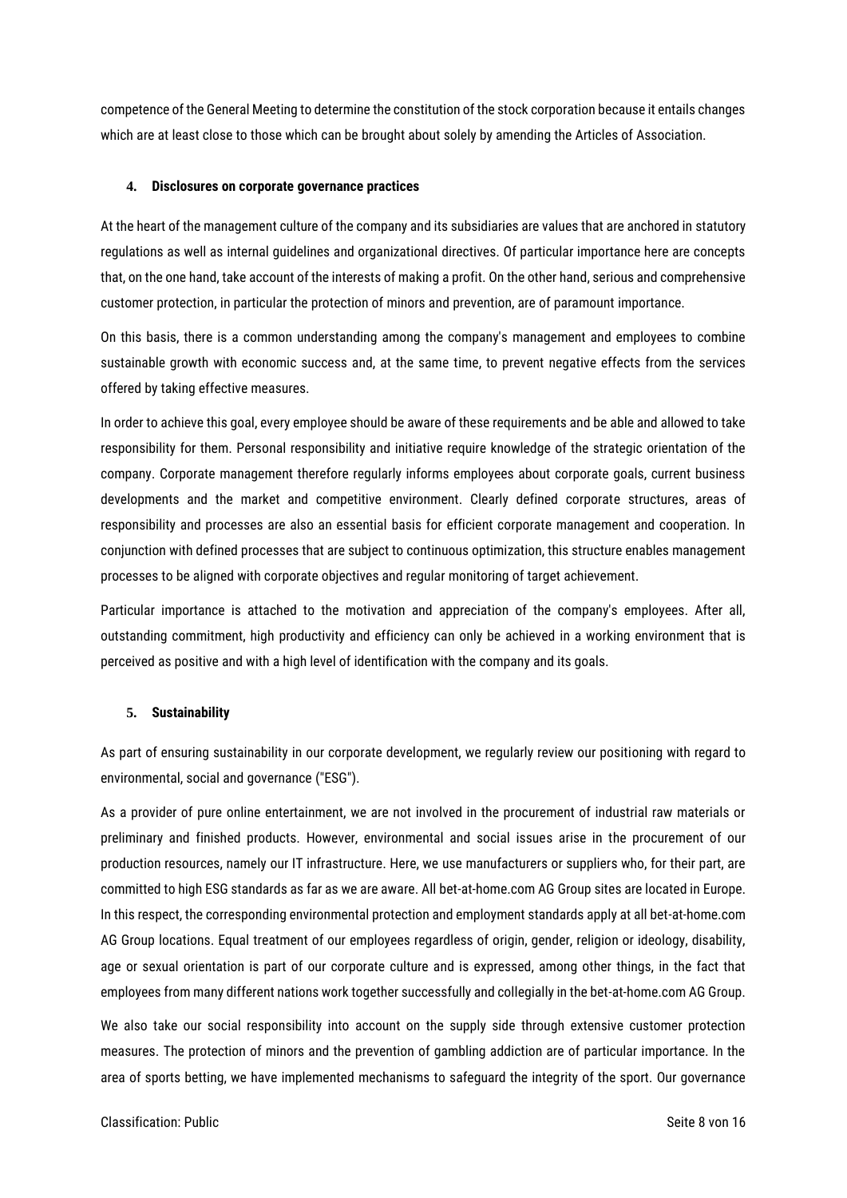competence of the General Meeting to determine the constitution of the stock corporation because it entails changes which are at least close to those which can be brought about solely by amending the Articles of Association.

#### 4. Disclosures on corporate governance practices

At the heart of the management culture of the company and its subsidiaries are values that are anchored in statutory regulations as well as internal guidelines and organizational directives. Of particular importance here are concepts that, on the one hand, take account of the interests of making a profit. On the other hand, serious and comprehensive customer protection, in particular the protection of minors and prevention, are of paramount importance.

On this basis, there is a common understanding among the company's management and employees to combine sustainable growth with economic success and, at the same time, to prevent negative effects from the services offered by taking effective measures.

In order to achieve this goal, every employee should be aware of these requirements and be able and allowed to take responsibility for them. Personal responsibility and initiative require knowledge of the strategic orientation of the company. Corporate management therefore regularly informs employees about corporate goals, current business developments and the market and competitive environment. Clearly defined corporate structures, areas of responsibility and processes are also an essential basis for efficient corporate management and cooperation. In conjunction with defined processes that are subject to continuous optimization, this structure enables management processes to be aligned with corporate objectives and regular monitoring of target achievement.

Particular importance is attached to the motivation and appreciation of the company's employees. After all, outstanding commitment, high productivity and efficiency can only be achieved in a working environment that is perceived as positive and with a high level of identification with the company and its goals.

#### 5. Sustainability

As part of ensuring sustainability in our corporate development, we regularly review our positioning with regard to environmental, social and governance ("ESG").

As a provider of pure online entertainment, we are not involved in the procurement of industrial raw materials or preliminary and finished products. However, environmental and social issues arise in the procurement of our production resources, namely our IT infrastructure. Here, we use manufacturers or suppliers who, for their part, are committed to high ESG standards as far as we are aware. All bet-at-home.com AG Group sites are located in Europe. In this respect, the corresponding environmental protection and employment standards apply at all bet-at-home.com AG Group locations. Equal treatment of our employees regardless of origin, gender, religion or ideology, disability, age or sexual orientation is part of our corporate culture and is expressed, among other things, in the fact that employees from many different nations work together successfully and collegially in the bet-at-home.com AG Group.

We also take our social responsibility into account on the supply side through extensive customer protection measures. The protection of minors and the prevention of gambling addiction are of particular importance. In the area of sports betting, we have implemented mechanisms to safeguard the integrity of the sport. Our governance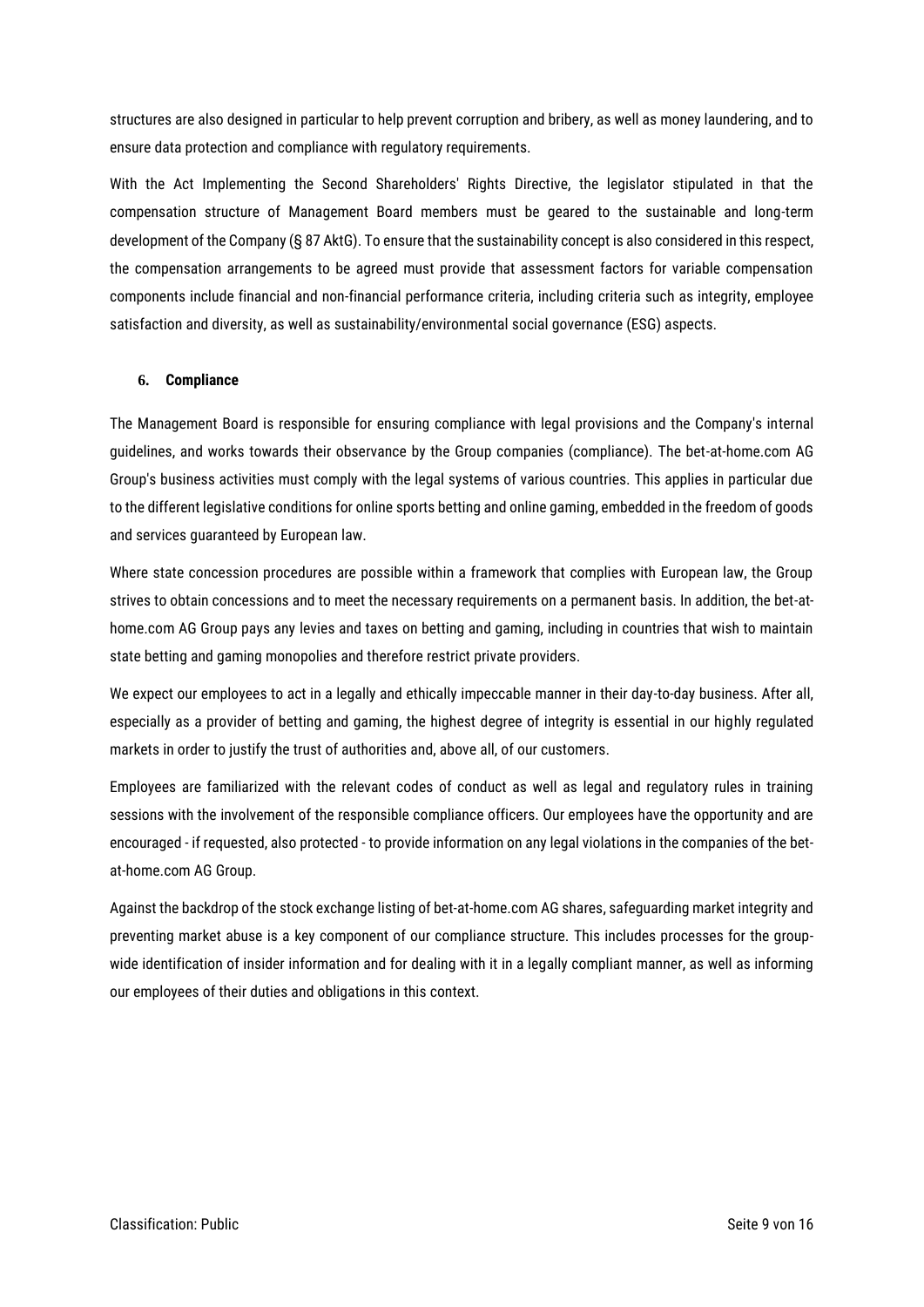structures are also designed in particular to help prevent corruption and bribery, as well as money laundering, and to ensure data protection and compliance with regulatory requirements.

With the Act Implementing the Second Shareholders' Rights Directive, the legislator stipulated in that the compensation structure of Management Board members must be geared to the sustainable and long-term development of the Company (§ 87 AktG). To ensure that the sustainability concept is also considered in this respect, the compensation arrangements to be agreed must provide that assessment factors for variable compensation components include financial and non-financial performance criteria, including criteria such as integrity, employee satisfaction and diversity, as well as sustainability/environmental social governance (ESG) aspects.

### 6. Compliance

The Management Board is responsible for ensuring compliance with legal provisions and the Company's internal guidelines, and works towards their observance by the Group companies (compliance). The bet-at-home.com AG Group's business activities must comply with the legal systems of various countries. This applies in particular due to the different legislative conditions for online sports betting and online gaming, embedded in the freedom of goods and services guaranteed by European law.

Where state concession procedures are possible within a framework that complies with European law, the Group strives to obtain concessions and to meet the necessary requirements on a permanent basis. In addition, the bet-at-home.com AG Group pays any levies and taxes on betting and gaming, including in countries that wish to maintain state betting and gaming monopolies and therefore restrict private providers.

We expect our employees to act in a legally and ethically impeccable manner in their day-to-day business. After all, especially as a provider of betting and gaming, the highest degree of integrity is essential in our highly regulated markets in order to justify the trust of authorities and, above all, of our customers.

Employees are familiarized with the relevant codes of conduct as well as legal and regulatory rules in training sessions with the involvement of the responsible compliance officers. Our employees have the opportunity and are encouraged - if requested, also protected - to provide information on any legal violations in the companies of the bet-at-home.com AG Group.

Against the backdrop of the stock exchange listing of bet-at-home.com AG shares, safeguarding market integrity and preventing market abuse is a key component of our compliance structure. This includes processes for the group-wide identification of insider information and for dealing with it in a legally compliant manner, as well as informing our employees of their duties and obligations in this context.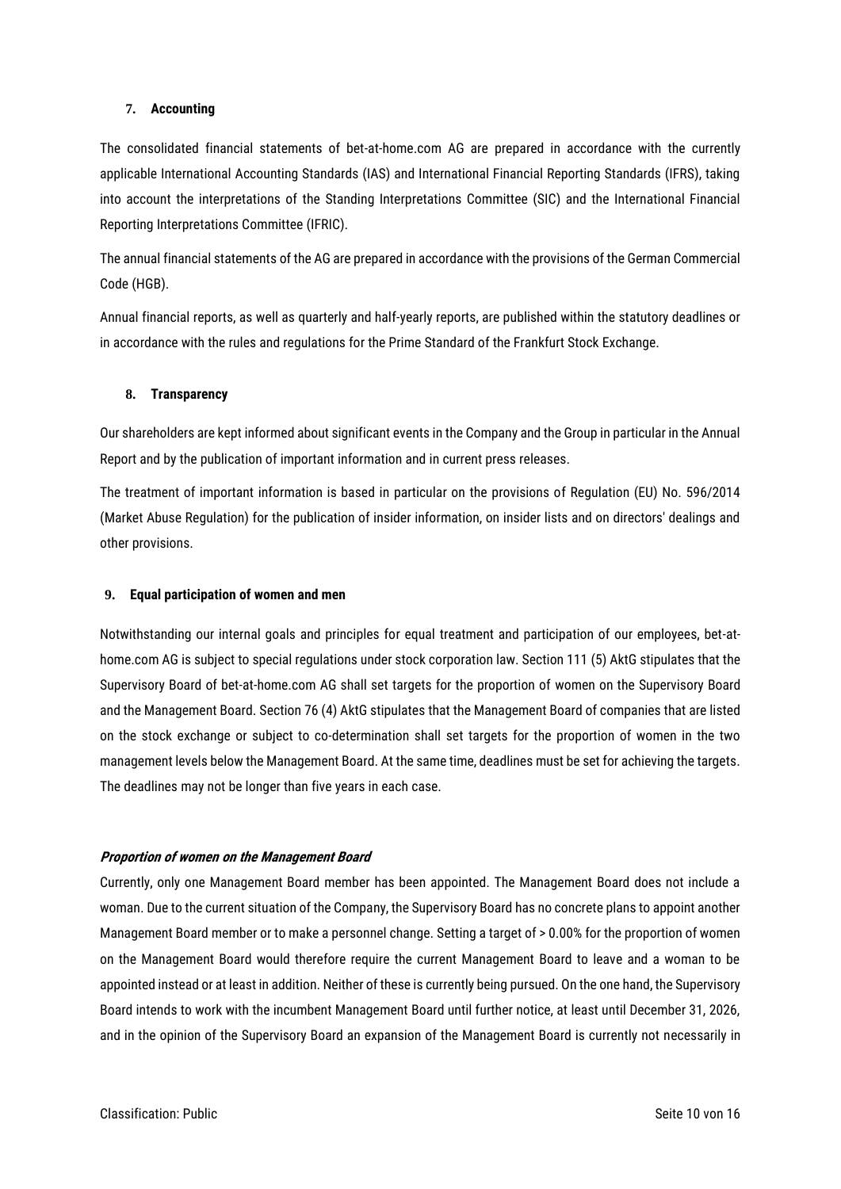## 7. Accounting

The consolidated financial statements of bet-at-home.com AG are prepared in accordance with the currently applicable International Accounting Standards (IAS) and International Financial Reporting Standards (IFRS), taking into account the interpretations of the Standing Interpretations Committee (SIC) and the International Financial Reporting Interpretations Committee (IFRIC).

The annual financial statements of the AG are prepared in accordance with the provisions of the German Commercial Code (HGB).

Annual financial reports, as well as quarterly and half-yearly reports, are published within the statutory deadlines or in accordance with the rules and regulations for the Prime Standard of the Frankfurt Stock Exchange.

## 8. Transparency

Our shareholders are kept informed about significant events in the Company and the Group in particular in the Annual Report and by the publication of important information and in current press releases.

The treatment of important information is based in particular on the provisions of Regulation (EU) No. 596/2014 (Market Abuse Regulation) for the publication of insider information, on insider lists and on directors' dealings and other provisions.

## 9. Equal participation of women and men

Notwithstanding our internal goals and principles for equal treatment and participation of our employees, bet-at-home.com AG is subject to special regulations under stock corporation law. Section 111 (5) AktG stipulates that the Supervisory Board of bet-at-home.com AG shall set targets for the proportion of women on the Supervisory Board and the Management Board. Section 76 (4) AktG stipulates that the Management Board of companies that are listed on the stock exchange or subject to co-determination shall set targets for the proportion of women in the two management levels below the Management Board. At the same time, deadlines must be set for achieving the targets. The deadlines may not be longer than five years in each case.

***Proportion of women on the Management Board***

Currently, only one Management Board member has been appointed. The Management Board does not include a woman. Due to the current situation of the Company, the Supervisory Board has no concrete plans to appoint another Management Board member or to make a personnel change. Setting a target of > 0.00% for the proportion of women on the Management Board would therefore require the current Management Board to leave and a woman to be appointed instead or at least in addition. Neither of these is currently being pursued. On the one hand, the Supervisory Board intends to work with the incumbent Management Board until further notice, at least until December 31, 2026, and in the opinion of the Supervisory Board an expansion of the Management Board is currently not necessarily in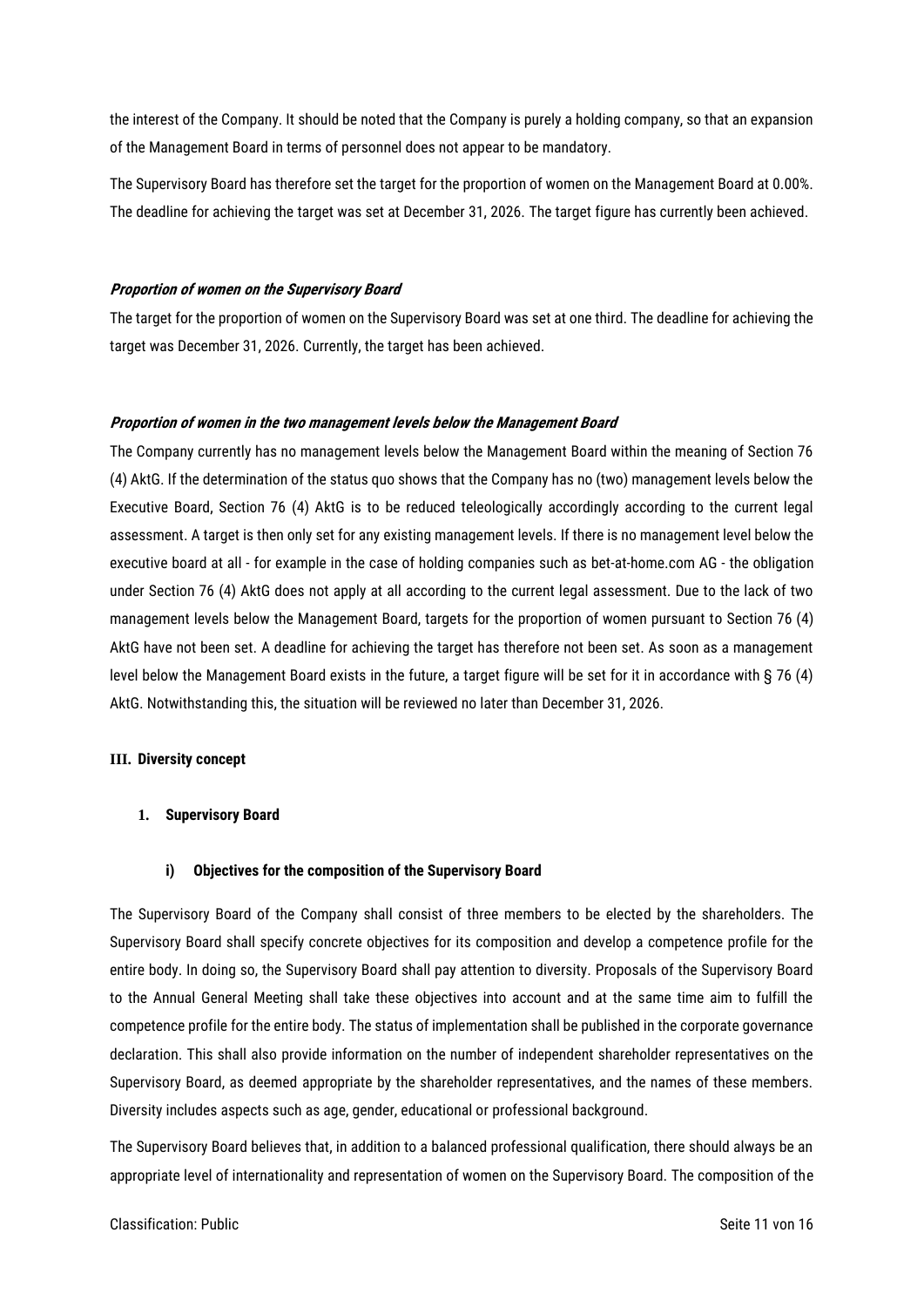the interest of the Company. It should be noted that the Company is purely a holding company, so that an expansion of the Management Board in terms of personnel does not appear to be mandatory.

The Supervisory Board has therefore set the target for the proportion of women on the Management Board at 0.00%. The deadline for achieving the target was set at December 31, 2026. The target figure has currently been achieved.

***Proportion of women on the Supervisory Board***

The target for the proportion of women on the Supervisory Board was set at one third. The deadline for achieving the target was December 31, 2026. Currently, the target has been achieved.

***Proportion of women in the two management levels below the Management Board***

The Company currently has no management levels below the Management Board within the meaning of Section 76 (4) AktG. If the determination of the status quo shows that the Company has no (two) management levels below the Executive Board, Section 76 (4) AktG is to be reduced teleologically accordingly according to the current legal assessment. A target is then only set for any existing management levels. If there is no management level below the executive board at all - for example in the case of holding companies such as bet-at-home.com AG - the obligation under Section 76 (4) AktG does not apply at all according to the current legal assessment. Due to the lack of two management levels below the Management Board, targets for the proportion of women pursuant to Section 76 (4) AktG have not been set. A deadline for achieving the target has therefore not been set. As soon as a management level below the Management Board exists in the future, a target figure will be set for it in accordance with § 76 (4) AktG. Notwithstanding this, the situation will be reviewed no later than December 31, 2026.

## III. Diversity concept

### 1. Supervisory Board

#### i) Objectives for the composition of the Supervisory Board

The Supervisory Board of the Company shall consist of three members to be elected by the shareholders. The Supervisory Board shall specify concrete objectives for its composition and develop a competence profile for the entire body. In doing so, the Supervisory Board shall pay attention to diversity. Proposals of the Supervisory Board to the Annual General Meeting shall take these objectives into account and at the same time aim to fulfill the competence profile for the entire body. The status of implementation shall be published in the corporate governance declaration. This shall also provide information on the number of independent shareholder representatives on the Supervisory Board, as deemed appropriate by the shareholder representatives, and the names of these members. Diversity includes aspects such as age, gender, educational or professional background.

The Supervisory Board believes that, in addition to a balanced professional qualification, there should always be an appropriate level of internationality and representation of women on the Supervisory Board. The composition of the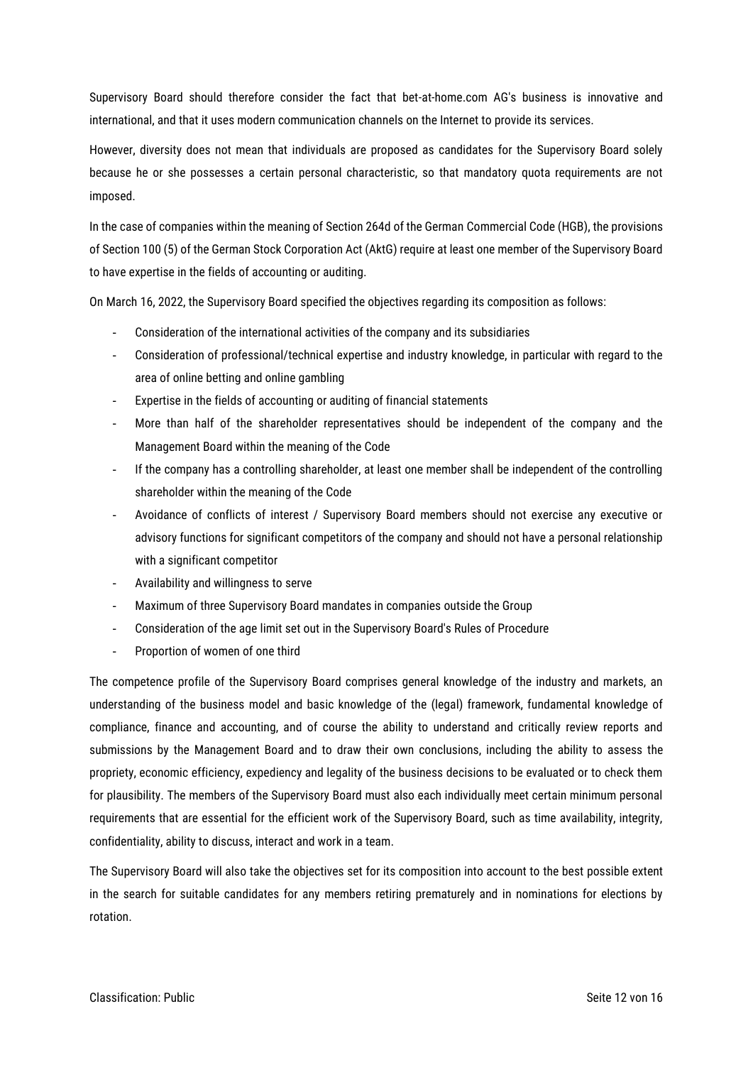Supervisory Board should therefore consider the fact that bet-at-home.com AG's business is innovative and international, and that it uses modern communication channels on the Internet to provide its services.

However, diversity does not mean that individuals are proposed as candidates for the Supervisory Board solely because he or she possesses a certain personal characteristic, so that mandatory quota requirements are not imposed.

In the case of companies within the meaning of Section 264d of the German Commercial Code (HGB), the provisions of Section 100 (5) of the German Stock Corporation Act (AktG) require at least one member of the Supervisory Board to have expertise in the fields of accounting or auditing.

On March 16, 2022, the Supervisory Board specified the objectives regarding its composition as follows:

- Consideration of the international activities of the company and its subsidiaries
- Consideration of professional/technical expertise and industry knowledge, in particular with regard to the area of online betting and online gambling
- Expertise in the fields of accounting or auditing of financial statements
- More than half of the shareholder representatives should be independent of the company and the Management Board within the meaning of the Code
- If the company has a controlling shareholder, at least one member shall be independent of the controlling shareholder within the meaning of the Code
- Avoidance of conflicts of interest / Supervisory Board members should not exercise any executive or advisory functions for significant competitors of the company and should not have a personal relationship with a significant competitor
- Availability and willingness to serve
- Maximum of three Supervisory Board mandates in companies outside the Group
- Consideration of the age limit set out in the Supervisory Board's Rules of Procedure
- Proportion of women of one third

The competence profile of the Supervisory Board comprises general knowledge of the industry and markets, an understanding of the business model and basic knowledge of the (legal) framework, fundamental knowledge of compliance, finance and accounting, and of course the ability to understand and critically review reports and submissions by the Management Board and to draw their own conclusions, including the ability to assess the propriety, economic efficiency, expediency and legality of the business decisions to be evaluated or to check them for plausibility. The members of the Supervisory Board must also each individually meet certain minimum personal requirements that are essential for the efficient work of the Supervisory Board, such as time availability, integrity, confidentiality, ability to discuss, interact and work in a team.

The Supervisory Board will also take the objectives set for its composition into account to the best possible extent in the search for suitable candidates for any members retiring prematurely and in nominations for elections by rotation.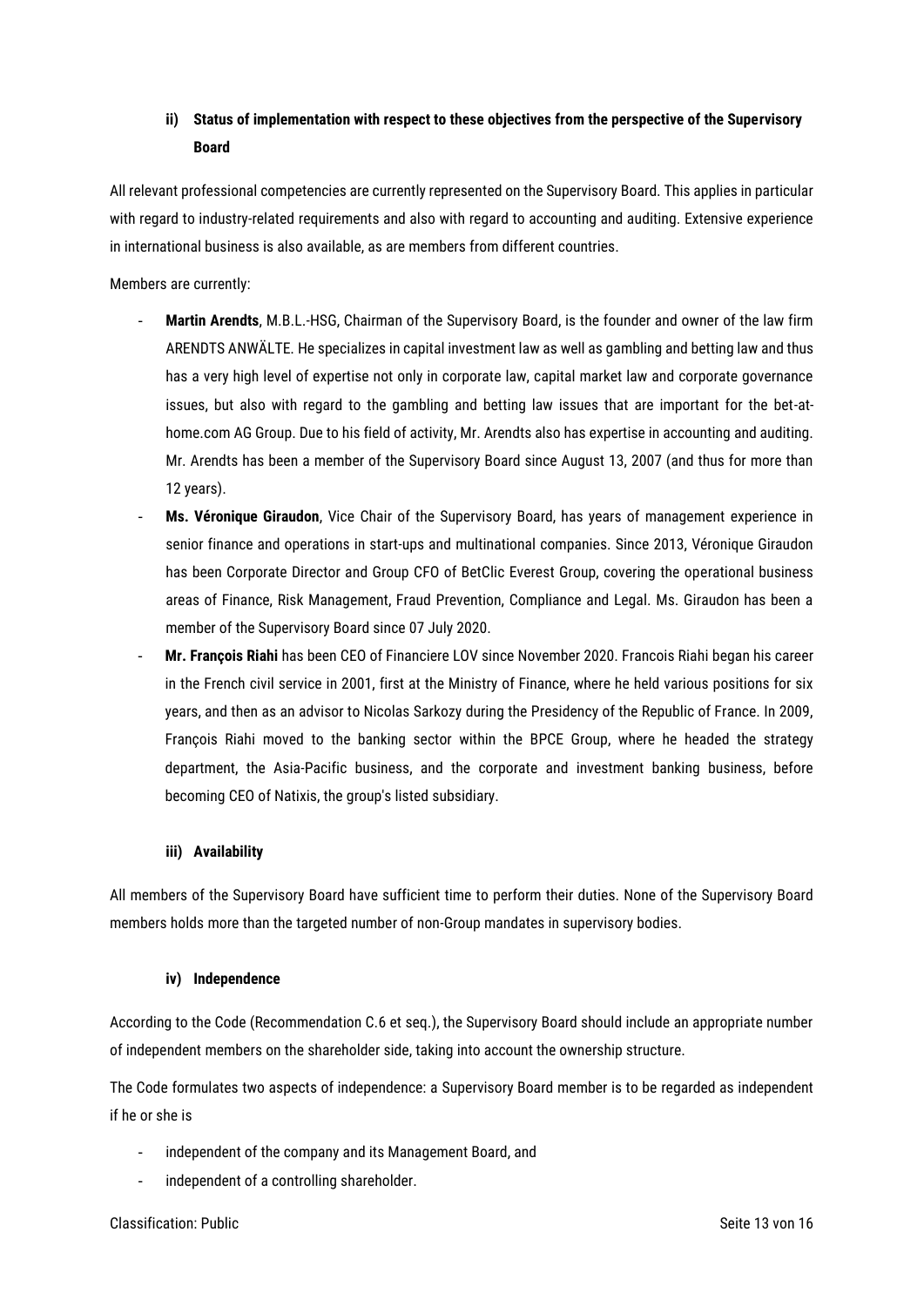#### ii) Status of implementation with respect to these objectives from the perspective of the Supervisory Board

All relevant professional competencies are currently represented on the Supervisory Board. This applies in particular with regard to industry-related requirements and also with regard to accounting and auditing. Extensive experience in international business is also available, as are members from different countries.

Members are currently:

- **Martin Arendts**, M.B.L.-HSG, Chairman of the Supervisory Board, is the founder and owner of the law firm ARENDTS ANWÄLTE. He specializes in capital investment law as well as gambling and betting law and thus has a very high level of expertise not only in corporate law, capital market law and corporate governance issues, but also with regard to the gambling and betting law issues that are important for the bet-at-home.com AG Group. Due to his field of activity, Mr. Arendts also has expertise in accounting and auditing. Mr. Arendts has been a member of the Supervisory Board since August 13, 2007 (and thus for more than 12 years).
- **Ms. Véronique Giraudon**, Vice Chair of the Supervisory Board, has years of management experience in senior finance and operations in start-ups and multinational companies. Since 2013, Véronique Giraudon has been Corporate Director and Group CFO of BetClic Everest Group, covering the operational business areas of Finance, Risk Management, Fraud Prevention, Compliance and Legal. Ms. Giraudon has been a member of the Supervisory Board since 07 July 2020.
- **Mr. François Riahi** has been CEO of Financiere LOV since November 2020. Francois Riahi began his career in the French civil service in 2001, first at the Ministry of Finance, where he held various positions for six years, and then as an advisor to Nicolas Sarkozy during the Presidency of the Republic of France. In 2009, François Riahi moved to the banking sector within the BPCE Group, where he headed the strategy department, the Asia-Pacific business, and the corporate and investment banking business, before becoming CEO of Natixis, the group's listed subsidiary.

#### iii) Availability

All members of the Supervisory Board have sufficient time to perform their duties. None of the Supervisory Board members holds more than the targeted number of non-Group mandates in supervisory bodies.

#### iv) Independence

According to the Code (Recommendation C.6 et seq.), the Supervisory Board should include an appropriate number of independent members on the shareholder side, taking into account the ownership structure.

The Code formulates two aspects of independence: a Supervisory Board member is to be regarded as independent if he or she is

- independent of the company and its Management Board, and
- independent of a controlling shareholder.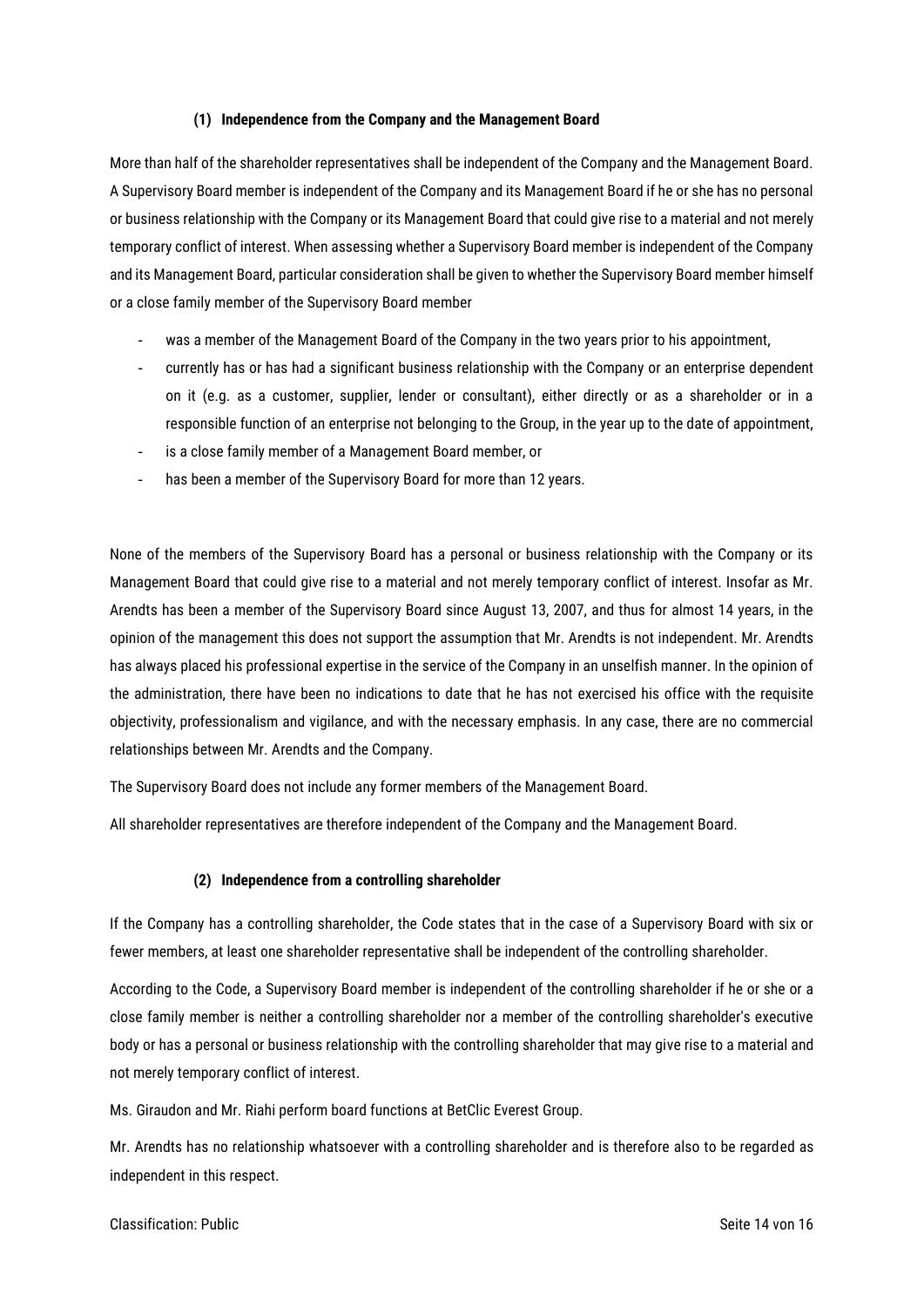#### (1) Independence from the Company and the Management Board

More than half of the shareholder representatives shall be independent of the Company and the Management Board. A Supervisory Board member is independent of the Company and its Management Board if he or she has no personal or business relationship with the Company or its Management Board that could give rise to a material and not merely temporary conflict of interest. When assessing whether a Supervisory Board member is independent of the Company and its Management Board, particular consideration shall be given to whether the Supervisory Board member himself or a close family member of the Supervisory Board member

- was a member of the Management Board of the Company in the two years prior to his appointment,
- currently has or has had a significant business relationship with the Company or an enterprise dependent on it (e.g. as a customer, supplier, lender or consultant), either directly or as a shareholder or in a responsible function of an enterprise not belonging to the Group, in the year up to the date of appointment,
- is a close family member of a Management Board member, or
- has been a member of the Supervisory Board for more than 12 years.

None of the members of the Supervisory Board has a personal or business relationship with the Company or its Management Board that could give rise to a material and not merely temporary conflict of interest. Insofar as Mr. Arendts has been a member of the Supervisory Board since August 13, 2007, and thus for almost 14 years, in the opinion of the management this does not support the assumption that Mr. Arendts is not independent. Mr. Arendts has always placed his professional expertise in the service of the Company in an unselfish manner. In the opinion of the administration, there have been no indications to date that he has not exercised his office with the requisite objectivity, professionalism and vigilance, and with the necessary emphasis. In any case, there are no commercial relationships between Mr. Arendts and the Company.

The Supervisory Board does not include any former members of the Management Board.

All shareholder representatives are therefore independent of the Company and the Management Board.

#### (2) Independence from a controlling shareholder

If the Company has a controlling shareholder, the Code states that in the case of a Supervisory Board with six or fewer members, at least one shareholder representative shall be independent of the controlling shareholder.

According to the Code, a Supervisory Board member is independent of the controlling shareholder if he or she or a close family member is neither a controlling shareholder nor a member of the controlling shareholder's executive body or has a personal or business relationship with the controlling shareholder that may give rise to a material and not merely temporary conflict of interest.

Ms. Giraudon and Mr. Riahi perform board functions at BetClic Everest Group.

Mr. Arendts has no relationship whatsoever with a controlling shareholder and is therefore also to be regarded as independent in this respect.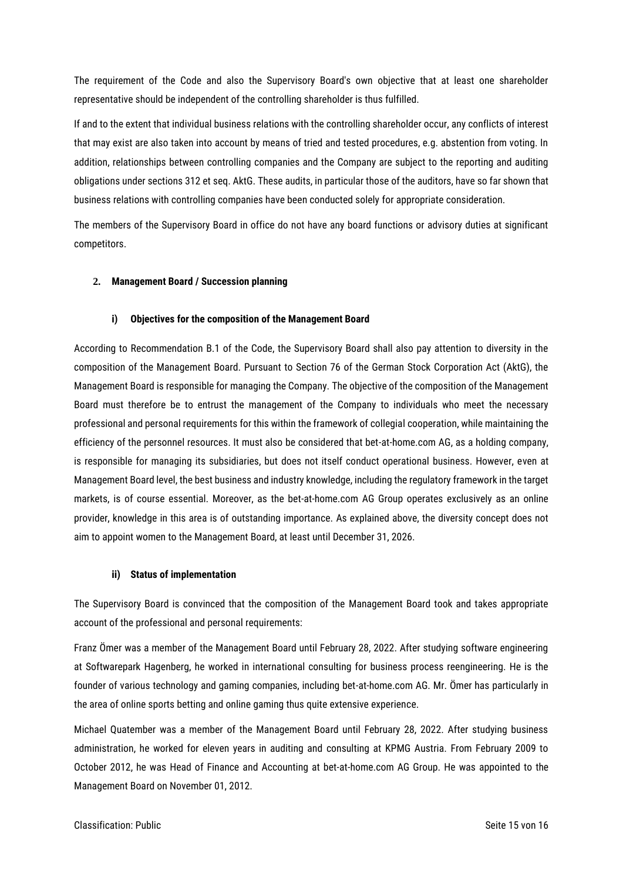The requirement of the Code and also the Supervisory Board's own objective that at least one shareholder representative should be independent of the controlling shareholder is thus fulfilled.

If and to the extent that individual business relations with the controlling shareholder occur, any conflicts of interest that may exist are also taken into account by means of tried and tested procedures, e.g. abstention from voting. In addition, relationships between controlling companies and the Company are subject to the reporting and auditing obligations under sections 312 et seq. AktG. These audits, in particular those of the auditors, have so far shown that business relations with controlling companies have been conducted solely for appropriate consideration.

The members of the Supervisory Board in office do not have any board functions or advisory duties at significant competitors.

## 2. Management Board / Succession planning

### i) Objectives for the composition of the Management Board

According to Recommendation B.1 of the Code, the Supervisory Board shall also pay attention to diversity in the composition of the Management Board. Pursuant to Section 76 of the German Stock Corporation Act (AktG), the Management Board is responsible for managing the Company. The objective of the composition of the Management Board must therefore be to entrust the management of the Company to individuals who meet the necessary professional and personal requirements for this within the framework of collegial cooperation, while maintaining the efficiency of the personnel resources. It must also be considered that bet-at-home.com AG, as a holding company, is responsible for managing its subsidiaries, but does not itself conduct operational business. However, even at Management Board level, the best business and industry knowledge, including the regulatory framework in the target markets, is of course essential. Moreover, as the bet-at-home.com AG Group operates exclusively as an online provider, knowledge in this area is of outstanding importance. As explained above, the diversity concept does not aim to appoint women to the Management Board, at least until December 31, 2026.

### ii) Status of implementation

The Supervisory Board is convinced that the composition of the Management Board took and takes appropriate account of the professional and personal requirements:

Franz Ömer was a member of the Management Board until February 28, 2022. After studying software engineering at Softwarepark Hagenberg, he worked in international consulting for business process reengineering. He is the founder of various technology and gaming companies, including bet-at-home.com AG. Mr. Ömer has particularly in the area of online sports betting and online gaming thus quite extensive experience.

Michael Quatember was a member of the Management Board until February 28, 2022. After studying business administration, he worked for eleven years in auditing and consulting at KPMG Austria. From February 2009 to October 2012, he was Head of Finance and Accounting at bet-at-home.com AG Group. He was appointed to the Management Board on November 01, 2012.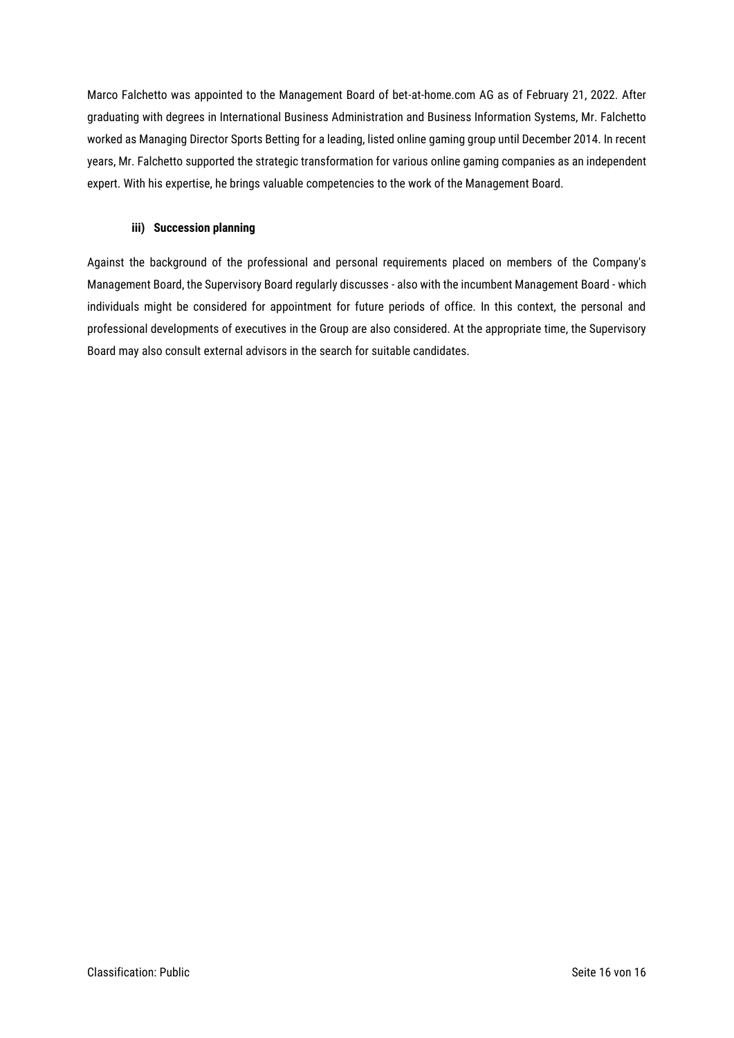Marco Falchetto was appointed to the Management Board of bet-at-home.com AG as of February 21, 2022. After graduating with degrees in International Business Administration and Business Information Systems, Mr. Falchetto worked as Managing Director Sports Betting for a leading, listed online gaming group until December 2014. In recent years, Mr. Falchetto supported the strategic transformation for various online gaming companies as an independent expert. With his expertise, he brings valuable competencies to the work of the Management Board.

#### iii) Succession planning

Against the background of the professional and personal requirements placed on members of the Company's Management Board, the Supervisory Board regularly discusses - also with the incumbent Management Board - which individuals might be considered for appointment for future periods of office. In this context, the personal and professional developments of executives in the Group are also considered. At the appropriate time, the Supervisory Board may also consult external advisors in the search for suitable candidates.